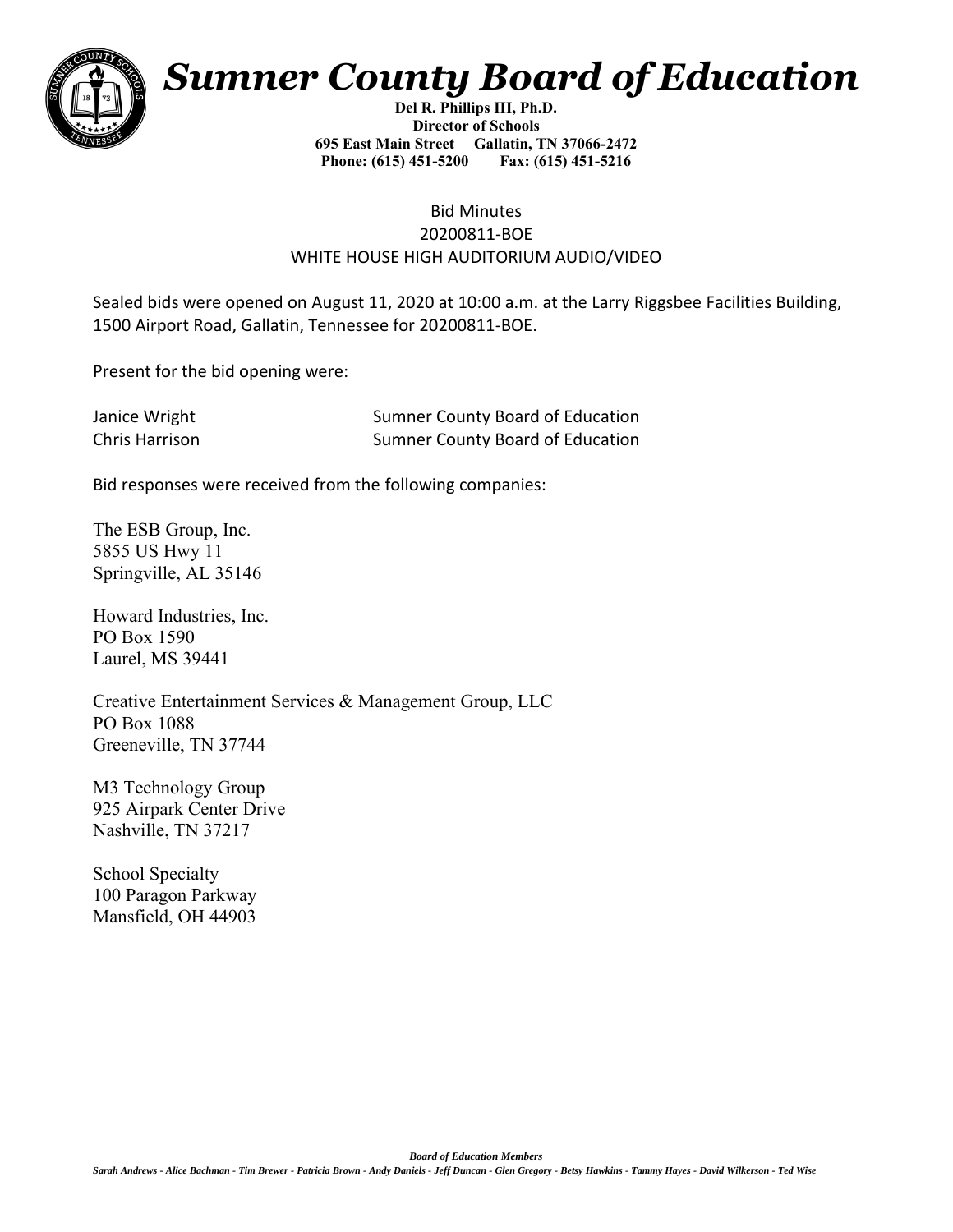# *Sumner County Board of Education*

**Del R. Phillips III, Ph.D.**
**Director of Schools**
**695 East Main Street Gallatin, TN 37066-2472**
**Phone: (615) 451-5200 Fax: (615) 451-5216**

Bid Minutes
20200811-BOE
WHITE HOUSE HIGH AUDITORIUM AUDIO/VIDEO

Sealed bids were opened on August 11, 2020 at 10:00 a.m. at the Larry Riggsbee Facilities Building, 1500 Airport Road, Gallatin, Tennessee for 20200811-BOE.

Present for the bid opening were:

| | |
|---|---|
| Janice Wright | Sumner County Board of Education |
| Chris Harrison | Sumner County Board of Education |

Bid responses were received from the following companies:

The ESB Group, Inc.
5855 US Hwy 11
Springville, AL 35146

Howard Industries, Inc.
PO Box 1590
Laurel, MS 39441

Creative Entertainment Services & Management Group, LLC
PO Box 1088
Greeneville, TN 37744

M3 Technology Group
925 Airpark Center Drive
Nashville, TN 37217

School Specialty
100 Paragon Parkway
Mansfield, OH 44903

***Board of Education Members***
*Sarah Andrews - Alice Bachman - Tim Brewer - Patricia Brown - Andy Daniels - Jeff Duncan - Glen Gregory - Betsy Hawkins - Tammy Hayes - David Wilkerson - Ted Wise*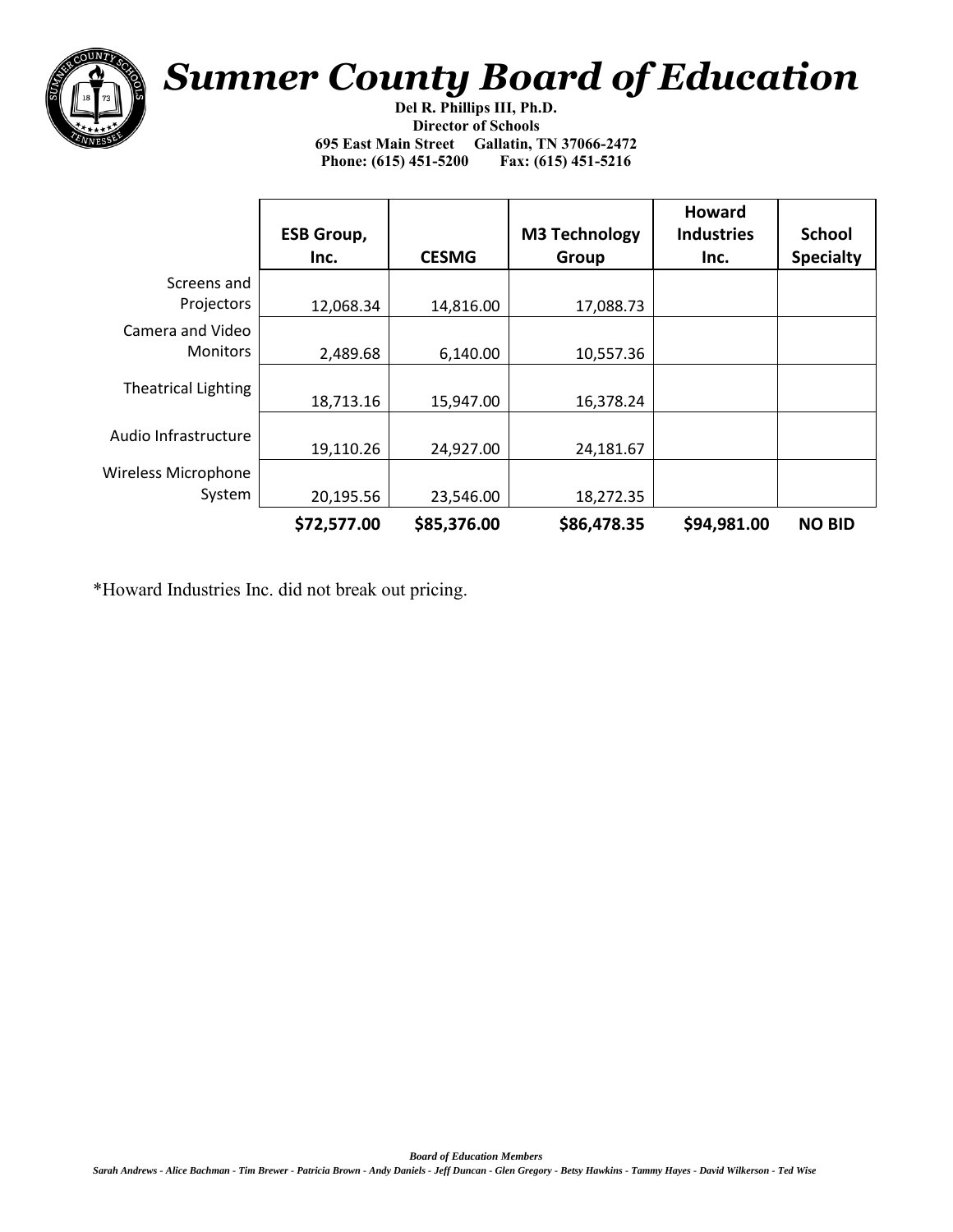# Sumner County Board of Education

**Del R. Phillips III, Ph.D.**
**Director of Schools**
**695 East Main Street Gallatin, TN 37066-2472**
**Phone: (615) 451-5200 Fax: (615) 451-5216**

| | ESB Group, Inc. | CESMG | M3 Technology Group | Howard Industries Inc. | School Specialty |
|---|---|---|---|---|---|
| Screens and Projectors | 12,068.34 | 14,816.00 | 17,088.73 | | |
| Camera and Video Monitors | 2,489.68 | 6,140.00 | 10,557.36 | | |
| Theatrical Lighting | 18,713.16 | 15,947.00 | 16,378.24 | | |
| Audio Infrastructure | 19,110.26 | 24,927.00 | 24,181.67 | | |
| Wireless Microphone System | 20,195.56 | 23,546.00 | 18,272.35 | | |
| | **$72,577.00** | **$85,376.00** | **$86,478.35** | **$94,981.00** | **NO BID** |

*Howard Industries Inc. did not break out pricing.

***Board of Education Members***

***Sarah Andrews - Alice Bachman - Tim Brewer - Patricia Brown - Andy Daniels - Jeff Duncan - Glen Gregory - Betsy Hawkins - Tammy Hayes - David Wilkerson - Ted Wise***